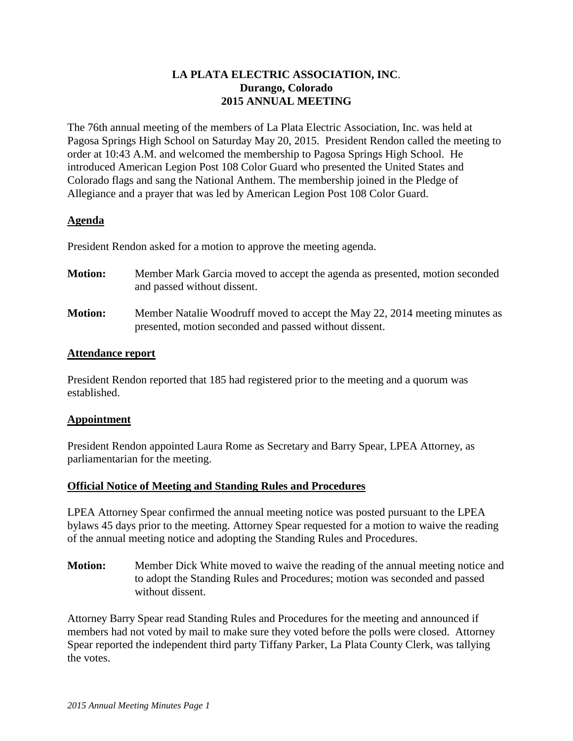# LA PLATA ELECTRIC ASSOCIATION, INC.
## Durango, Colorado
## 2015 ANNUAL MEETING

The 76th annual meeting of the members of La Plata Electric Association, Inc. was held at Pagosa Springs High School on Saturday May 20, 2015. President Rendon called the meeting to order at 10:43 A.M. and welcomed the membership to Pagosa Springs High School. He introduced American Legion Post 108 Color Guard who presented the United States and Colorado flags and sang the National Anthem. The membership joined in the Pledge of Allegiance and a prayer that was led by American Legion Post 108 Color Guard.

**Agenda**

President Rendon asked for a motion to approve the meeting agenda.

**Motion:** Member Mark Garcia moved to accept the agenda as presented, motion seconded and passed without dissent.

**Motion:** Member Natalie Woodruff moved to accept the May 22, 2014 meeting minutes as presented, motion seconded and passed without dissent.

**Attendance report**

President Rendon reported that 185 had registered prior to the meeting and a quorum was established.

**Appointment**

President Rendon appointed Laura Rome as Secretary and Barry Spear, LPEA Attorney, as parliamentarian for the meeting.

**Official Notice of Meeting and Standing Rules and Procedures**

LPEA Attorney Spear confirmed the annual meeting notice was posted pursuant to the LPEA bylaws 45 days prior to the meeting. Attorney Spear requested for a motion to waive the reading of the annual meeting notice and adopting the Standing Rules and Procedures.

**Motion:** Member Dick White moved to waive the reading of the annual meeting notice and to adopt the Standing Rules and Procedures; motion was seconded and passed without dissent.

Attorney Barry Spear read Standing Rules and Procedures for the meeting and announced if members had not voted by mail to make sure they voted before the polls were closed. Attorney Spear reported the independent third party Tiffany Parker, La Plata County Clerk, was tallying the votes.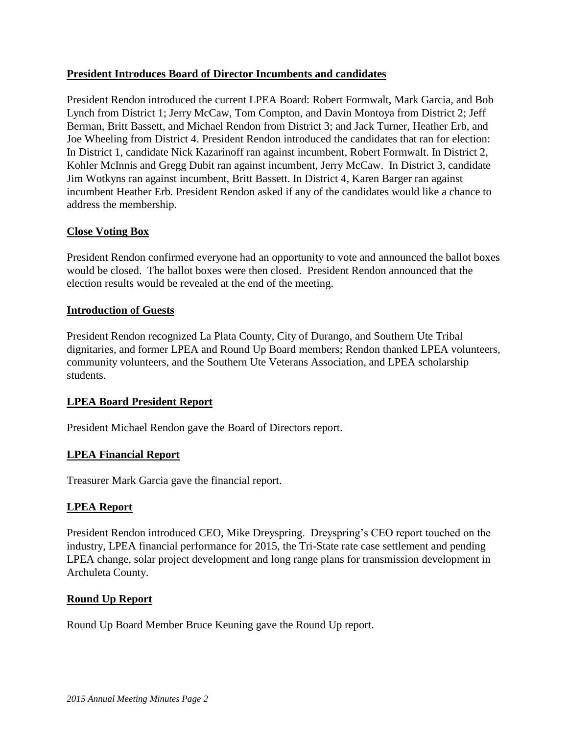**President Introduces Board of Director Incumbents and candidates**

President Rendon introduced the current LPEA Board: Robert Formwalt, Mark Garcia, and Bob Lynch from District 1; Jerry McCaw, Tom Compton, and Davin Montoya from District 2; Jeff Berman, Britt Bassett, and Michael Rendon from District 3; and Jack Turner, Heather Erb, and Joe Wheeling from District 4. President Rendon introduced the candidates that ran for election: In District 1, candidate Nick Kazarinoff ran against incumbent, Robert Formwalt. In District 2, Kohler McInnis and Gregg Dubit ran against incumbent, Jerry McCaw. In District 3, candidate Jim Wotkyns ran against incumbent, Britt Bassett. In District 4, Karen Barger ran against incumbent Heather Erb. President Rendon asked if any of the candidates would like a chance to address the membership.

**Close Voting Box**

President Rendon confirmed everyone had an opportunity to vote and announced the ballot boxes would be closed. The ballot boxes were then closed. President Rendon announced that the election results would be revealed at the end of the meeting.

**Introduction of Guests**

President Rendon recognized La Plata County, City of Durango, and Southern Ute Tribal dignitaries, and former LPEA and Round Up Board members; Rendon thanked LPEA volunteers, community volunteers, and the Southern Ute Veterans Association, and LPEA scholarship students.

**LPEA Board President Report**

President Michael Rendon gave the Board of Directors report.

**LPEA Financial Report**

Treasurer Mark Garcia gave the financial report.

**LPEA Report**

President Rendon introduced CEO, Mike Dreyspring. Dreyspring's CEO report touched on the industry, LPEA financial performance for 2015, the Tri-State rate case settlement and pending LPEA change, solar project development and long range plans for transmission development in Archuleta County.

**Round Up Report**

Round Up Board Member Bruce Keuning gave the Round Up report.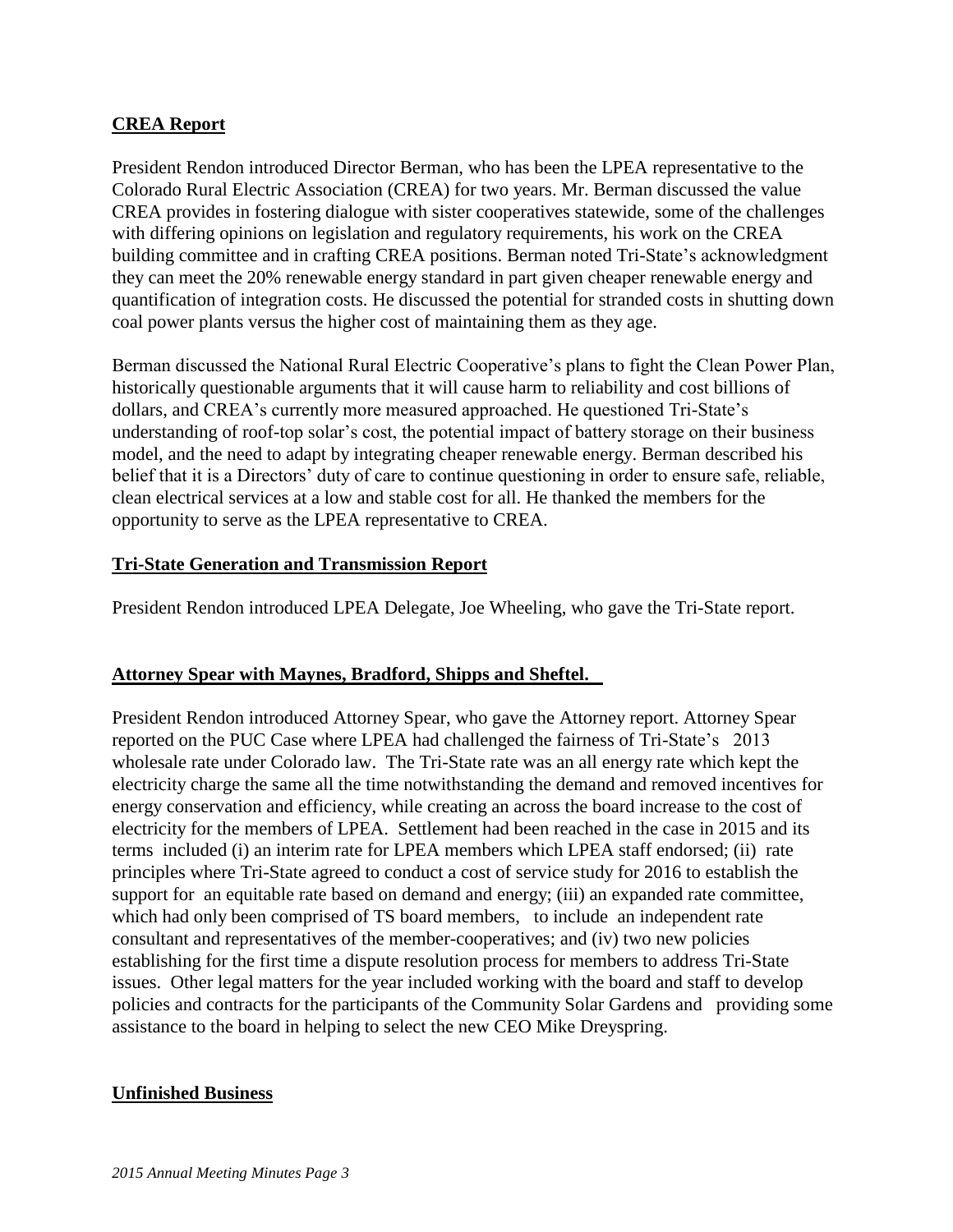**CREA Report**

President Rendon introduced Director Berman, who has been the LPEA representative to the Colorado Rural Electric Association (CREA) for two years. Mr. Berman discussed the value CREA provides in fostering dialogue with sister cooperatives statewide, some of the challenges with differing opinions on legislation and regulatory requirements, his work on the CREA building committee and in crafting CREA positions. Berman noted Tri-State's acknowledgment they can meet the 20% renewable energy standard in part given cheaper renewable energy and quantification of integration costs. He discussed the potential for stranded costs in shutting down coal power plants versus the higher cost of maintaining them as they age.

Berman discussed the National Rural Electric Cooperative's plans to fight the Clean Power Plan, historically questionable arguments that it will cause harm to reliability and cost billions of dollars, and CREA's currently more measured approached. He questioned Tri-State's understanding of roof-top solar's cost, the potential impact of battery storage on their business model, and the need to adapt by integrating cheaper renewable energy. Berman described his belief that it is a Directors' duty of care to continue questioning in order to ensure safe, reliable, clean electrical services at a low and stable cost for all. He thanked the members for the opportunity to serve as the LPEA representative to CREA.

**Tri-State Generation and Transmission Report**

President Rendon introduced LPEA Delegate, Joe Wheeling, who gave the Tri-State report.

**Attorney Spear with Maynes, Bradford, Shipps and Sheftel.**

President Rendon introduced Attorney Spear, who gave the Attorney report. Attorney Spear reported on the PUC Case where LPEA had challenged the fairness of Tri-State's 2013 wholesale rate under Colorado law. The Tri-State rate was an all energy rate which kept the electricity charge the same all the time notwithstanding the demand and removed incentives for energy conservation and efficiency, while creating an across the board increase to the cost of electricity for the members of LPEA. Settlement had been reached in the case in 2015 and its terms included (i) an interim rate for LPEA members which LPEA staff endorsed; (ii) rate principles where Tri-State agreed to conduct a cost of service study for 2016 to establish the support for an equitable rate based on demand and energy; (iii) an expanded rate committee, which had only been comprised of TS board members, to include an independent rate consultant and representatives of the member-cooperatives; and (iv) two new policies establishing for the first time a dispute resolution process for members to address Tri-State issues. Other legal matters for the year included working with the board and staff to develop policies and contracts for the participants of the Community Solar Gardens and providing some assistance to the board in helping to select the new CEO Mike Dreyspring.

**Unfinished Business**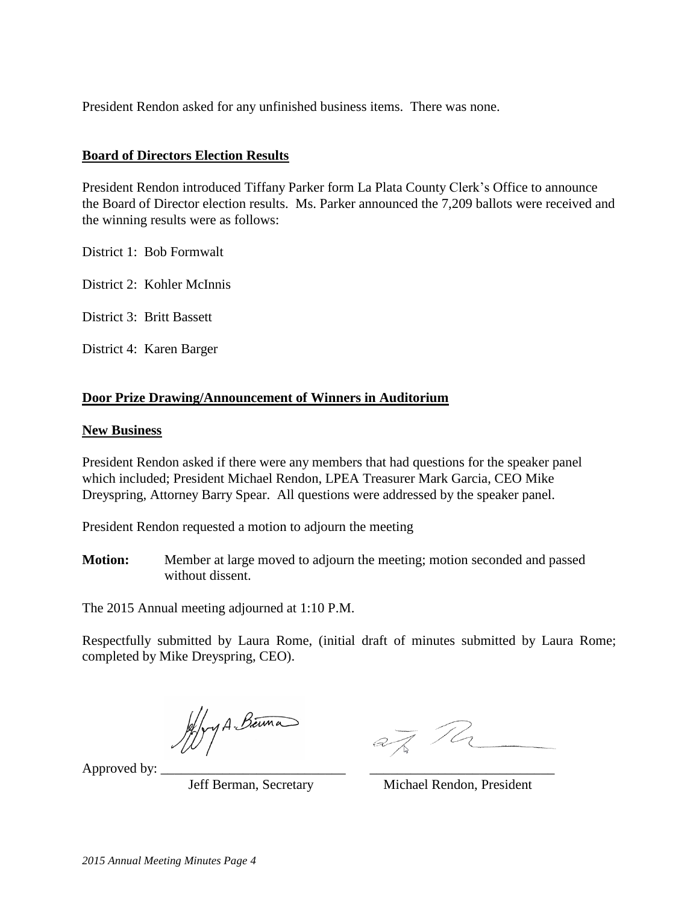President Rendon asked for any unfinished business items. There was none.

**Board of Directors Election Results**

President Rendon introduced Tiffany Parker form La Plata County Clerk's Office to announce the Board of Director election results. Ms. Parker announced the 7,209 ballots were received and the winning results were as follows:

District 1: Bob Formwalt

District 2: Kohler McInnis

District 3: Britt Bassett

District 4: Karen Barger

**Door Prize Drawing/Announcement of Winners in Auditorium**

**New Business**

President Rendon asked if there were any members that had questions for the speaker panel which included; President Michael Rendon, LPEA Treasurer Mark Garcia, CEO Mike Dreyspring, Attorney Barry Spear. All questions were addressed by the speaker panel.

President Rendon requested a motion to adjourn the meeting

**Motion:** Member at large moved to adjourn the meeting; motion seconded and passed without dissent.

The 2015 Annual meeting adjourned at 1:10 P.M.

Respectfully submitted by Laura Rome, (initial draft of minutes submitted by Laura Rome; completed by Mike Dreyspring, CEO).

Approved by: ___________________________ ___________________________

Jeff Berman, Secretary Michael Rendon, President